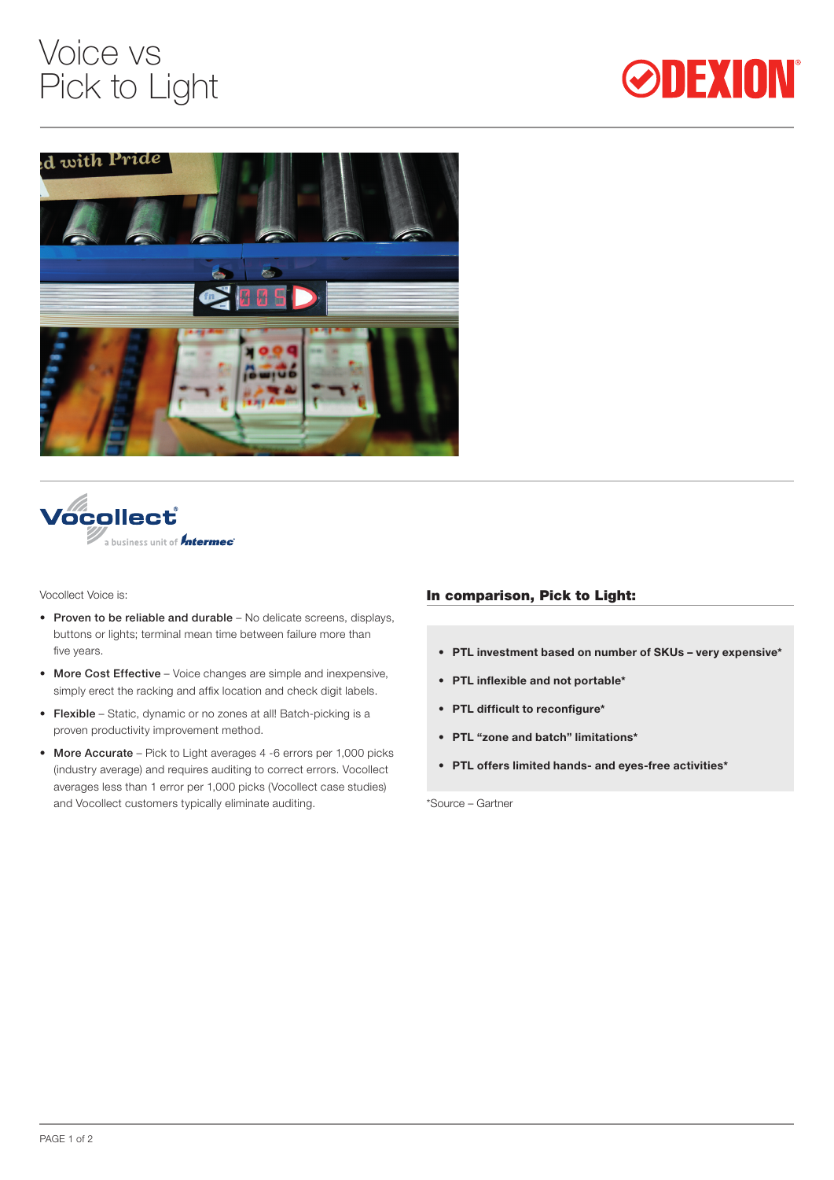# Voice vs Pick to Light

Vocollect Voice is:

- **Proven to be reliable and durable** – No delicate screens, displays, buttons or lights; terminal mean time between failure more than five years.
- **More Cost Effective** – Voice changes are simple and inexpensive, simply erect the racking and affix location and check digit labels.
- **Flexible** – Static, dynamic or no zones at all! Batch-picking is a proven productivity improvement method.
- **More Accurate** – Pick to Light averages 4 -6 errors per 1,000 picks (industry average) and requires auditing to correct errors. Vocollect averages less than 1 error per 1,000 picks (Vocollect case studies) and Vocollect customers typically eliminate auditing.

## In comparison, Pick to Light:

- **PTL investment based on number of SKUs – very expensive***
- **PTL inflexible and not portable***
- **PTL difficult to reconfigure***
- **PTL "zone and batch" limitations***
- **PTL offers limited hands- and eyes-free activities***

*Source – Gartner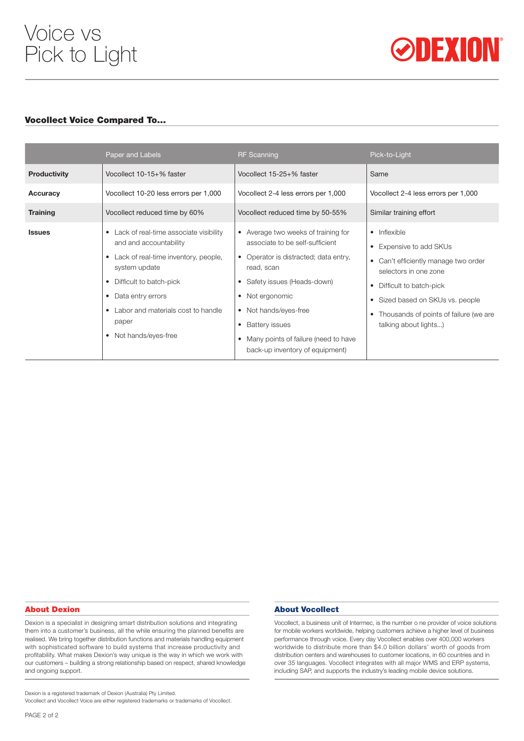# Voice vs Pick to Light

DEXION

## Vocollect Voice Compared To…

| | Paper and Labels | RF Scanning | Pick-to-Light |
|---|---|---|---|
| **Productivity** | Vocollect 10-15+% faster | Vocollect 15-25+% faster | Same |
| **Accuracy** | Vocollect 10-20 less errors per 1,000 | Vocollect 2-4 less errors per 1,000 | Vocollect 2-4 less errors per 1,000 |
| **Training** | Vocollect reduced time by 60% | Vocollect reduced time by 50-55% | Similar training effort |
| **Issues** | • Lack of real-time associate visibility and and accountability<br>• Lack of real-time inventory, people, system update<br>• Difficult to batch-pick<br>• Data entry errors<br>• Labor and materials cost to handle paper<br>• Not hands/eyes-free | • Average two weeks of training for associate to be self-sufficient<br>• Operator is distracted; data entry, read, scan<br>• Safety issues (Heads-down)<br>• Not ergonomic<br>• Not hands/eyes-free<br>• Battery issues<br>• Many points of failure (need to have back-up inventory of equipment) | • Inflexible<br>• Expensive to add SKUs<br>• Can't efficiently manage two order selectors in one zone<br>• Difficult to batch-pick<br>• Sized based on SKUs vs. people<br>• Thousands of points of failure (we are talking about lights...) |

## About Dexion

Dexion is a specialist in designing smart distribution solutions and integrating them into a customer's business, all the while ensuring the planned benefits are realised. We bring together distribution functions and materials handling equipment with sophisticated software to build systems that increase productivity and profitability. What makes Dexion's way unique is the way in which we work with our customers – building a strong relationship based on respect, shared knowledge and ongoing support.

## About Vocollect

Vocollect, a business unit of Intermec, is the number o ne provider of voice solutions for mobile workers worldwide, helping customers achieve a higher level of business performance through voice. Every day Vocollect enables over 400,000 workers worldwide to distribute more than $4.0 billion dollars' worth of goods from distribution centers and warehouses to customer locations, in 60 countries and in over 35 languages. Vocollect integrates with all major WMS and ERP systems, including SAP, and supports the industry's leading mobile device solutions.

Dexion is a registered trademark of Dexion (Australia) Pty Limited.
Vocollect and Vocollect Voice are either registered trademarks or trademarks of Vocollect.